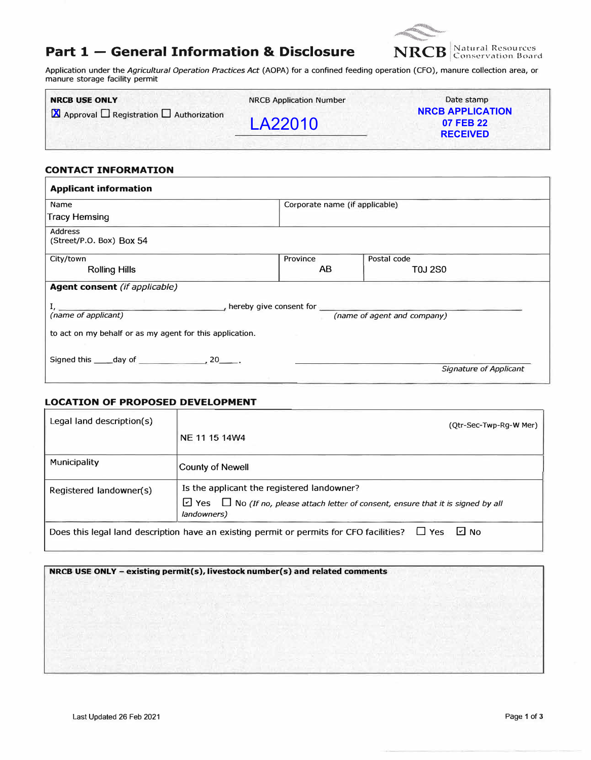# Part 1 — General Information & Disclosure

NRCB Natural Resources Conservation Board

Application under the *Agricultural Operation Practices Act* (AOPA) for a confined feeding operation (CFO), manure collection area, or manure storage facility permit

| **NRCB USE ONLY** | NRCB Application Number | Date stamp |
|---|---|---|
| ☒ Approval ☐ Registration ☐ Authorization | LA22010 | NRCB APPLICATION 07 FEB 22 RECEIVED |

## CONTACT INFORMATION

**Applicant information**

| Name | Corporate name (if applicable) | |
|---|---|---|
| Tracy Hemsing | | |
| Address (Street/P.O. Box) Box 54 | | |
| City/town: Rolling Hills | Province: AB | Postal code: T0J 2S0 |

**Agent consent** *(if applicable)*

I, ____________________, hereby give consent for ____________________
*(name of applicant)* *(name of agent and company)*

to act on my behalf or as my agent for this application.

Signed this ____day of ____________, 20____. ____________________
*Signature of Applicant*

## LOCATION OF PROPOSED DEVELOPMENT

| | |
|---|---|
| Legal land description(s) | (Qtr-Sec-Twp-Rg-W Mer) NE 11 15 14W4 |
| Municipality | County of Newell |
| Registered landowner(s) | Is the applicant the registered landowner? ☑ Yes ☐ No *(If no, please attach letter of consent, ensure that it is signed by all landowners)* |

Does this legal land description have an existing permit or permits for CFO facilities? ☐ Yes ☑ No

**NRCB USE ONLY – existing permit(s), livestock number(s) and related comments**

Last Updated 26 Feb 2021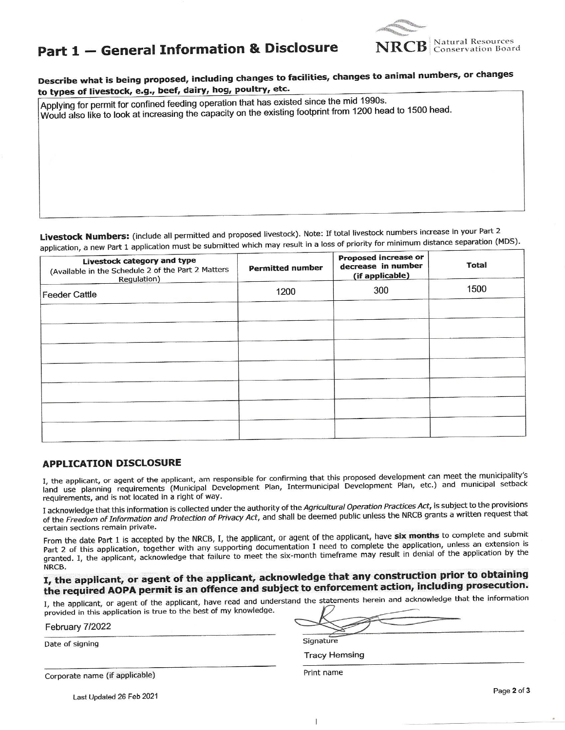# Part 1 — General Information & Disclosure

NRCB | Natural Resources Conservation Board

**Describe what is being proposed, including changes to facilities, changes to animal numbers, or changes to types of livestock, e.g., beef, dairy, hog, poultry, etc.**

Applying for permit for confined feeding operation that has existed since the mid 1990s.
Would also like to look at increasing the capacity on the existing footprint from 1200 head to 1500 head.

**Livestock Numbers:** (include all permitted and proposed livestock). Note: If total livestock numbers increase in your Part 2 application, a new Part 1 application must be submitted which may result in a loss of priority for minimum distance separation (MDS).

| Livestock category and type (Available in the Schedule 2 of the Part 2 Matters Regulation) | Permitted number | Proposed increase or decrease in number (if applicable) | Total |
|---|---|---|---|
| Feeder Cattle | 1200 | 300 | 1500 |
| | | | |
| | | | |
| | | | |
| | | | |
| | | | |
| | | | |
| | | | |

## APPLICATION DISCLOSURE

I, the applicant, or agent of the applicant, am responsible for confirming that this proposed development can meet the municipality's land use planning requirements (Municipal Development Plan, Intermunicipal Development Plan, etc.) and municipal setback requirements, and is not located in a right of way.

I acknowledge that this information is collected under the authority of the *Agricultural Operation Practices Act*, is subject to the provisions of the *Freedom of Information and Protection of Privacy Act*, and shall be deemed public unless the NRCB grants a written request that certain sections remain private.

From the date Part 1 is accepted by the NRCB, I, the applicant, or agent of the applicant, have **six months** to complete and submit Part 2 of this application, together with any supporting documentation I need to complete the application, unless an extension is granted. I, the applicant, acknowledge that failure to meet the six-month timeframe may result in denial of the application by the NRCB.

**I, the applicant, or agent of the applicant, acknowledge that any construction prior to obtaining the required AOPA permit is an offence and subject to enforcement action, including prosecution.**

I, the applicant, or agent of the applicant, have read and understand the statements herein and acknowledge that the information provided in this application is true to the best of my knowledge.

February 7/2022

Date of signing

Signature

Tracy Hemsing

Print name

Corporate name (if applicable)

Last Updated 26 Feb 2021